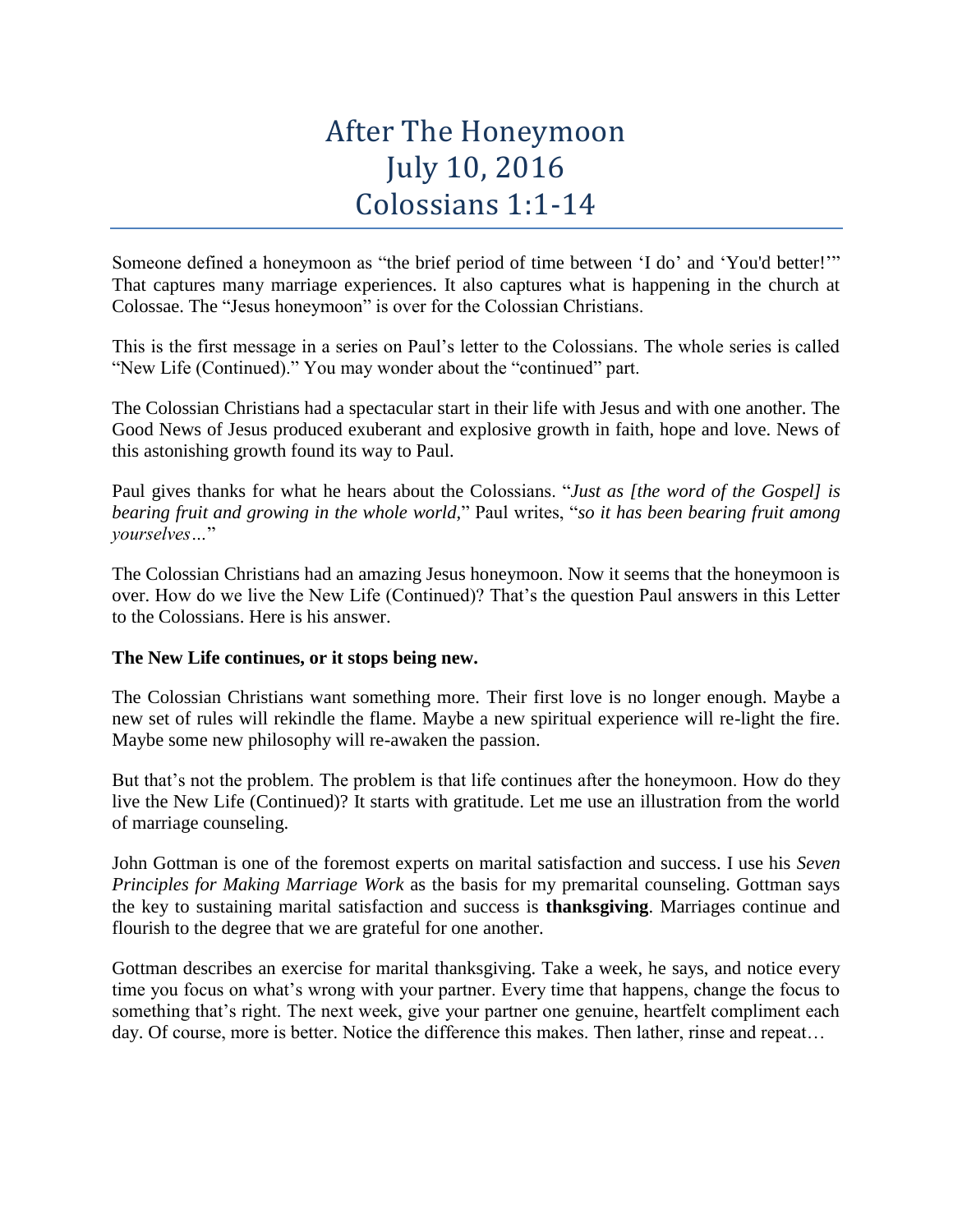# After The Honeymoon
# July 10, 2016
# Colossians 1:1-14

Someone defined a honeymoon as "the brief period of time between 'I do' and 'You'd better!'" That captures many marriage experiences. It also captures what is happening in the church at Colossae. The "Jesus honeymoon" is over for the Colossian Christians.

This is the first message in a series on Paul's letter to the Colossians. The whole series is called "New Life (Continued)." You may wonder about the "continued" part.

The Colossian Christians had a spectacular start in their life with Jesus and with one another. The Good News of Jesus produced exuberant and explosive growth in faith, hope and love. News of this astonishing growth found its way to Paul.

Paul gives thanks for what he hears about the Colossians. "*Just as [the word of the Gospel] is bearing fruit and growing in the whole world*," Paul writes, "*so it has been bearing fruit among yourselves…*"

The Colossian Christians had an amazing Jesus honeymoon. Now it seems that the honeymoon is over. How do we live the New Life (Continued)? That's the question Paul answers in this Letter to the Colossians. Here is his answer.

**The New Life continues, or it stops being new.**

The Colossian Christians want something more. Their first love is no longer enough. Maybe a new set of rules will rekindle the flame. Maybe a new spiritual experience will re-light the fire. Maybe some new philosophy will re-awaken the passion.

But that's not the problem. The problem is that life continues after the honeymoon. How do they live the New Life (Continued)? It starts with gratitude. Let me use an illustration from the world of marriage counseling.

John Gottman is one of the foremost experts on marital satisfaction and success. I use his *Seven Principles for Making Marriage Work* as the basis for my premarital counseling. Gottman says the key to sustaining marital satisfaction and success is **thanksgiving**. Marriages continue and flourish to the degree that we are grateful for one another.

Gottman describes an exercise for marital thanksgiving. Take a week, he says, and notice every time you focus on what's wrong with your partner. Every time that happens, change the focus to something that's right. The next week, give your partner one genuine, heartfelt compliment each day. Of course, more is better. Notice the difference this makes. Then lather, rinse and repeat…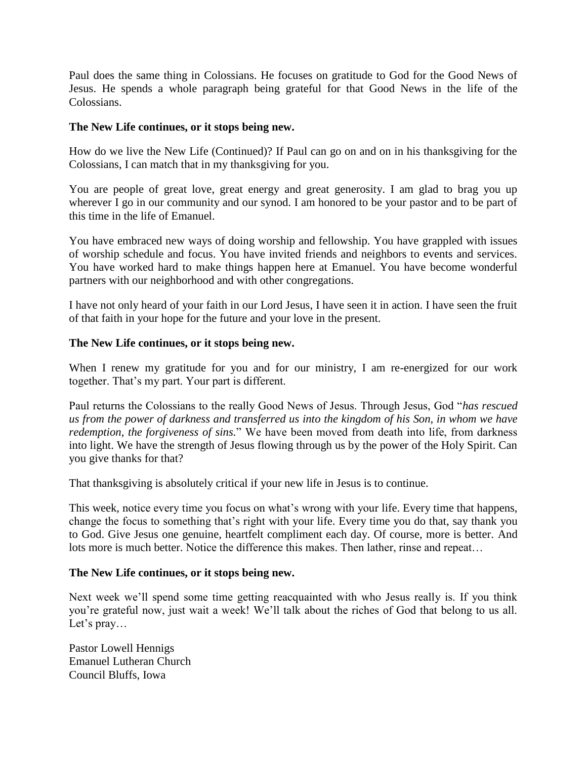Paul does the same thing in Colossians. He focuses on gratitude to God for the Good News of Jesus. He spends a whole paragraph being grateful for that Good News in the life of the Colossians.

**The New Life continues, or it stops being new.**

How do we live the New Life (Continued)? If Paul can go on and on in his thanksgiving for the Colossians, I can match that in my thanksgiving for you.

You are people of great love, great energy and great generosity. I am glad to brag you up wherever I go in our community and our synod. I am honored to be your pastor and to be part of this time in the life of Emanuel.

You have embraced new ways of doing worship and fellowship. You have grappled with issues of worship schedule and focus. You have invited friends and neighbors to events and services. You have worked hard to make things happen here at Emanuel. You have become wonderful partners with our neighborhood and with other congregations.

I have not only heard of your faith in our Lord Jesus, I have seen it in action. I have seen the fruit of that faith in your hope for the future and your love in the present.

**The New Life continues, or it stops being new.**

When I renew my gratitude for you and for our ministry, I am re-energized for our work together. That's my part. Your part is different.

Paul returns the Colossians to the really Good News of Jesus. Through Jesus, God "*has rescued us from the power of darkness and transferred us into the kingdom of his Son, in whom we have redemption, the forgiveness of sins.*" We have been moved from death into life, from darkness into light. We have the strength of Jesus flowing through us by the power of the Holy Spirit. Can you give thanks for that?

That thanksgiving is absolutely critical if your new life in Jesus is to continue.

This week, notice every time you focus on what's wrong with your life. Every time that happens, change the focus to something that's right with your life. Every time you do that, say thank you to God. Give Jesus one genuine, heartfelt compliment each day. Of course, more is better. And lots more is much better. Notice the difference this makes. Then lather, rinse and repeat…

**The New Life continues, or it stops being new.**

Next week we'll spend some time getting reacquainted with who Jesus really is. If you think you're grateful now, just wait a week! We'll talk about the riches of God that belong to us all. Let's pray…

Pastor Lowell Hennigs
Emanuel Lutheran Church
Council Bluffs, Iowa